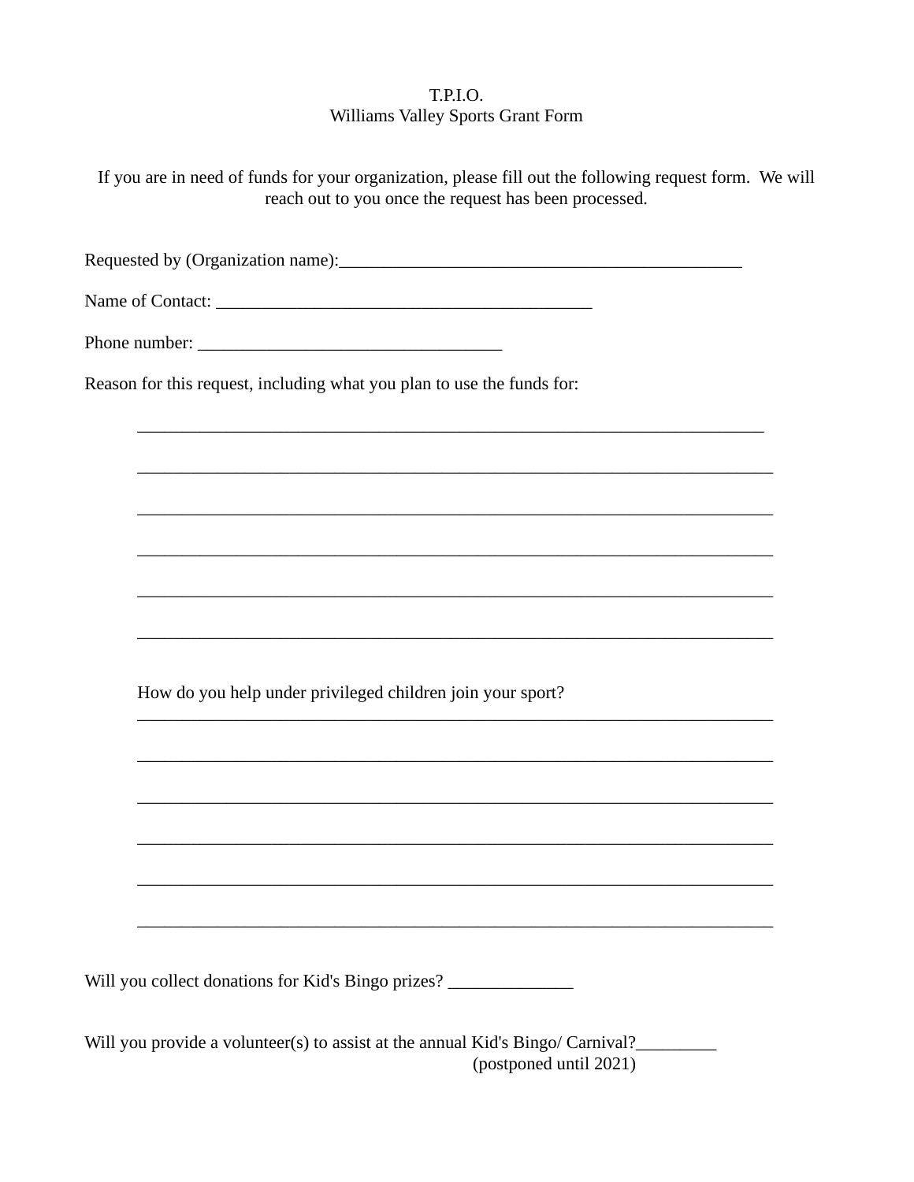T.P.I.O.
Williams Valley Sports Grant Form

If you are in need of funds for your organization, please fill out the following request form. We will reach out to you once the request has been processed.

Requested by (Organization name):_______________________________________________

Name of Contact: ____________________________________________

Phone number: ___________________________________

Reason for this request, including what you plan to use the funds for:

_________________________________________________________________________

__________________________________________________________________________

__________________________________________________________________________

__________________________________________________________________________

__________________________________________________________________________

__________________________________________________________________________

How do you help under privileged children join your sport?

__________________________________________________________________________

__________________________________________________________________________

__________________________________________________________________________

__________________________________________________________________________

__________________________________________________________________________

__________________________________________________________________________

Will you collect donations for Kid's Bingo prizes? ______________

Will you provide a volunteer(s) to assist at the annual Kid's Bingo/ Carnival?_________
(postponed until 2021)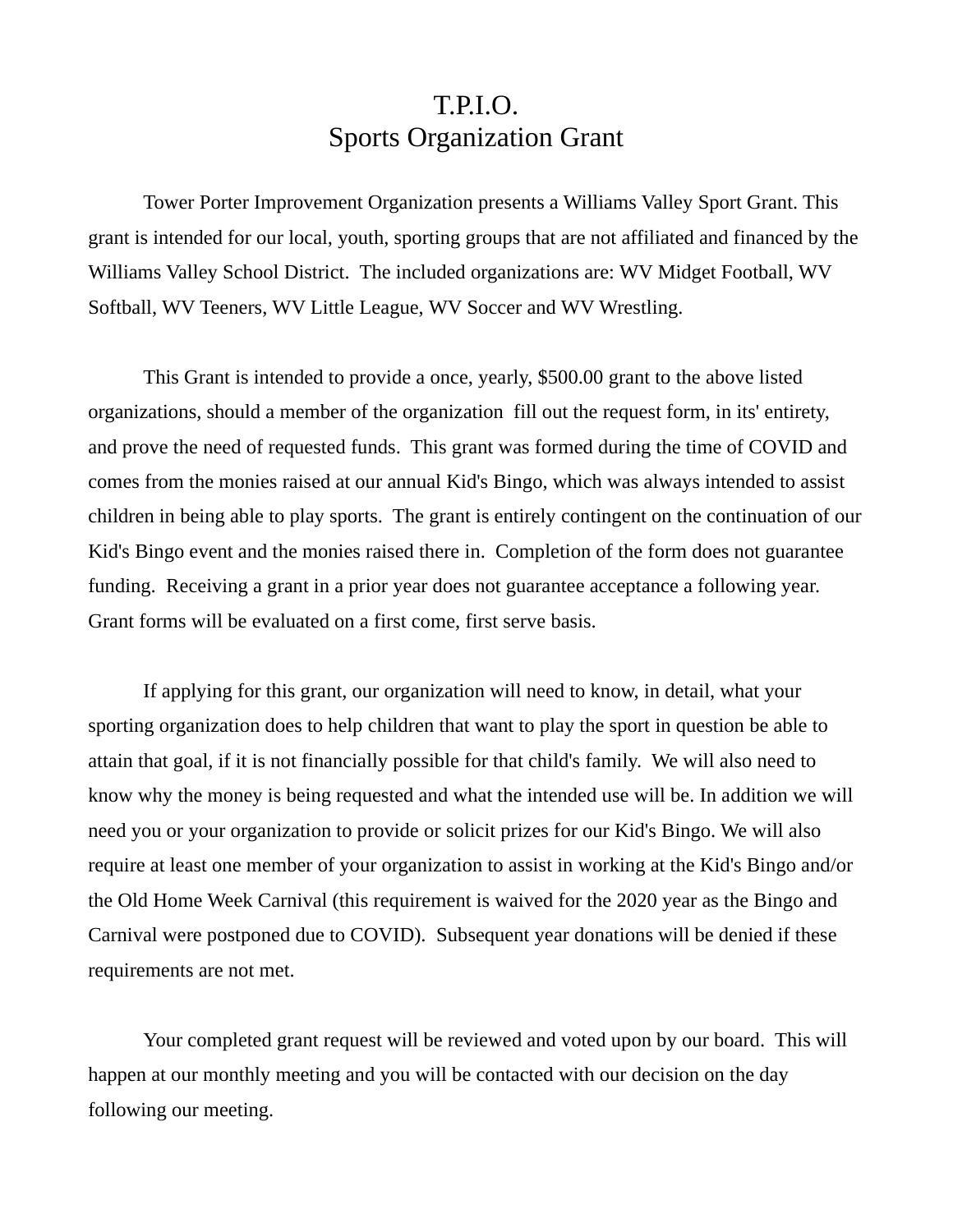# T.P.I.O.
# Sports Organization Grant

Tower Porter Improvement Organization presents a Williams Valley Sport Grant. This grant is intended for our local, youth, sporting groups that are not affiliated and financed by the Williams Valley School District. The included organizations are: WV Midget Football, WV Softball, WV Teeners, WV Little League, WV Soccer and WV Wrestling.

This Grant is intended to provide a once, yearly, $500.00 grant to the above listed organizations, should a member of the organization fill out the request form, in its' entirety, and prove the need of requested funds. This grant was formed during the time of COVID and comes from the monies raised at our annual Kid's Bingo, which was always intended to assist children in being able to play sports. The grant is entirely contingent on the continuation of our Kid's Bingo event and the monies raised there in. Completion of the form does not guarantee funding. Receiving a grant in a prior year does not guarantee acceptance a following year. Grant forms will be evaluated on a first come, first serve basis.

If applying for this grant, our organization will need to know, in detail, what your sporting organization does to help children that want to play the sport in question be able to attain that goal, if it is not financially possible for that child's family. We will also need to know why the money is being requested and what the intended use will be. In addition we will need you or your organization to provide or solicit prizes for our Kid's Bingo. We will also require at least one member of your organization to assist in working at the Kid's Bingo and/or the Old Home Week Carnival (this requirement is waived for the 2020 year as the Bingo and Carnival were postponed due to COVID). Subsequent year donations will be denied if these requirements are not met.

Your completed grant request will be reviewed and voted upon by our board. This will happen at our monthly meeting and you will be contacted with our decision on the day following our meeting.